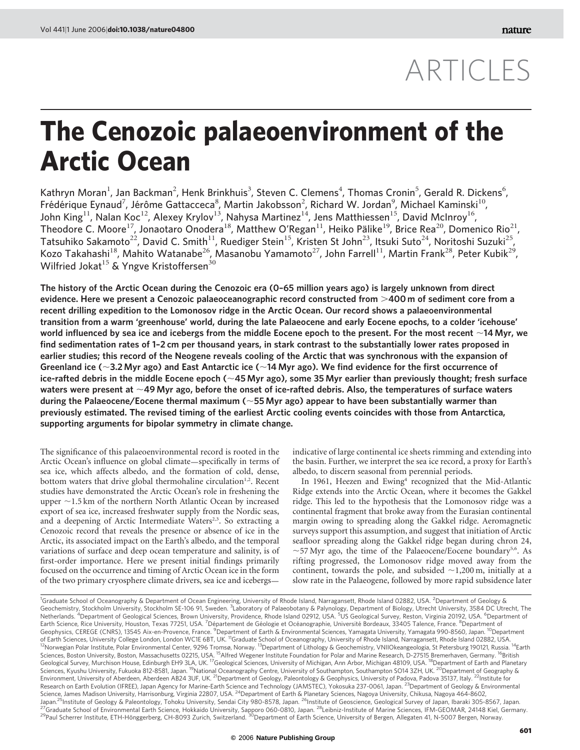# ARTICLES

# The Cenozoic palaeoenvironment of the Arctic Ocean

Kathryn Moran[1], Jan Backman[2], Henk Brinkhuis[3], Steven C. Clemens[4], Thomas Cronin[5], Gerald R. Dickens[6], Frédérique Eynaud[7], Jérôme Gattacceca[8], Martin Jakobsson[2], Richard W. Jordan[9], Michael Kaminski[10], John King[11], Nalan Koc[12], Alexey Krylov[13], Nahysa Martinez[14], Jens Matthiessen[15], David McInroy[16], Theodore C. Moore[17], Jonaotaro Onodera[18], Matthew O'Regan[11], Heiko Pälike[19], Brice Rea[20], Domenico Rio[21], Tatsuhiko Sakamoto[22], David C. Smith[11], Ruediger Stein[15], Kristen St John[23], Itsuki Suto[24], Noritoshi Suzuki[25], Kozo Takahashi[18], Mahito Watanabe[26], Masanobu Yamamoto[27], John Farrell[11], Martin Frank[28], Peter Kubik[29], Wilfried Jokat[15] & Yngve Kristoffersen[30]

**The history of the Arctic Ocean during the Cenozoic era (0–65 million years ago) is largely unknown from direct evidence. Here we present a Cenozoic palaeoceanographic record constructed from >400 m of sediment core from a recent drilling expedition to the Lomonosov ridge in the Arctic Ocean. Our record shows a palaeoenvironmental transition from a warm 'greenhouse' world, during the late Palaeocene and early Eocene epochs, to a colder 'icehouse' world influenced by sea ice and icebergs from the middle Eocene epoch to the present. For the most recent ~14 Myr, we find sedimentation rates of 1–2 cm per thousand years, in stark contrast to the substantially lower rates proposed in earlier studies; this record of the Neogene reveals cooling of the Arctic that was synchronous with the expansion of Greenland ice (~3.2 Myr ago) and East Antarctic ice (~14 Myr ago). We find evidence for the first occurrence of ice-rafted debris in the middle Eocene epoch (~45 Myr ago), some 35 Myr earlier than previously thought; fresh surface waters were present at ~49 Myr ago, before the onset of ice-rafted debris. Also, the temperatures of surface waters during the Palaeocene/Eocene thermal maximum (~55 Myr ago) appear to have been substantially warmer than previously estimated. The revised timing of the earliest Arctic cooling events coincides with those from Antarctica, supporting arguments for bipolar symmetry in climate change.**

The significance of this palaeoenvironmental record is rooted in the Arctic Ocean's influence on global climate—specifically in terms of sea ice, which affects albedo, and the formation of cold, dense, bottom waters that drive global thermohaline circulation[1,2]. Recent studies have demonstrated the Arctic Ocean's role in freshening the upper ~1.5 km of the northern North Atlantic Ocean by increased export of sea ice, increased freshwater supply from the Nordic seas, and a deepening of Arctic Intermediate Waters[2,3]. So extracting a Cenozoic record that reveals the presence or absence of ice in the Arctic, its associated impact on the Earth's albedo, and the temporal variations of surface and deep ocean temperature and salinity, is of first-order importance. Here we present initial findings primarily focused on the occurrence and timing of Arctic Ocean ice in the form of the two primary cryosphere climate drivers, sea ice and icebergs—indicative of large continental ice sheets rimming and extending into the basin. Further, we interpret the sea ice record, a proxy for Earth's albedo, to discern seasonal from perennial periods.

In 1961, Heezen and Ewing[4] recognized that the Mid-Atlantic Ridge extends into the Arctic Ocean, where it becomes the Gakkel ridge. This led to the hypothesis that the Lomonosov ridge was a continental fragment that broke away from the Eurasian continental margin owing to spreading along the Gakkel ridge. Aeromagnetic surveys support this assumption, and suggest that initiation of Arctic seafloor spreading along the Gakkel ridge began during chron 24, ~57 Myr ago, the time of the Palaeocene/Eocene boundary[5,6]. As rifting progressed, the Lomonosov ridge moved away from the continent, towards the pole, and subsided ~1,200 m, initially at a slow rate in the Palaeogene, followed by more rapid subsidence later

[1]Graduate School of Oceanography & Department of Ocean Engineering, University of Rhode Island, Narragansett, Rhode Island 02882, USA. [2]Department of Geology & Geochemistry, Stockholm University, Stockholm SE-106 91, Sweden. [3]Laboratory of Palaeobotany & Palynology, Department of Biology, Utrecht University, 3584 DC Utrecht, The Netherlands. [4]Department of Geological Sciences, Brown University, Providence, Rhode Island 02912, USA. [5]US Geological Survey, Reston, Virginia 20192, USA. [6]Department of Earth Science, Rice University, Houston, Texas 77251, USA. [7]Département de Géologie et Océanographie, Université Bordeaux, 33405 Talence, France. [8]Department of Geophysics, CEREGE (CNRS), 13545 Aix-en-Provence, France. [9]Department of Earth & Environmental Sciences, Yamagata University, Yamagata 990-8560, Japan. [10]Department of Earth Sciences, University College London, London WC1E 6BT, UK. [11]Graduate School of Oceanography, University of Rhode Island, Narragansett, Rhode Island 02882, USA. [12]Norwegian Polar Institute, Polar Environmental Center, 9296 Tromsø, Norway. [13]Department of Lithology & Geochemistry, VNIIOkeangeologia, St Petersburg 190121, Russia. [14]Earth Sciences, Boston University, Boston, Massachusetts 02215, USA. [15]Alfred Wegener Institute Foundation for Polar and Marine Research, D-27515 Bremerhaven, Germany. [16]British Geological Survey, Murchison House, Edinburgh EH9 3LA, UK. [17]Geological Sciences, University of Michigan, Ann Arbor, Michigan 48109, USA. [18]Department of Earth and Planetary Sciences, Kyushu University, Fukuoka 812-8581, Japan. [19]National Oceanography Centre, University of Southampton, Southampton SO14 3ZH, UK. [20]Department of Geography & Environment, University of Aberdeen, Aberdeen AB24 3UF, UK. [21]Department of Geology, Paleontology & Geophysics, University of Padova, Padova 35137, Italy. [22]Institute for Research on Earth Evolution (IFREE), Japan Agency for Marine-Earth Science and Technology (JAMSTEC), Yokosuka 237-0061, Japan. [23]Department of Geology & Environmental Science, James Madison University, Harrisonburg, Virginia 22807, USA. [24]Department of Earth & Planetary Sciences, Nagoya University, Chikusa, Nagoya 464-8602, Japan. [25]Institute of Geology & Paleontology, Tohoku University, Sendai City 980-8578, Japan. [26]Institute of Geoscience, Geological Survey of Japan, Ibaraki 305-8567, Japan. [27]Graduate School of Environmental Earth Science, Hokkaido University, Sapporo 060-0810, Japan. [28]Leibniz-Institute of Marine Sciences, IFM-GEOMAR, 24148 Kiel, Germany. [29]Paul Scherrer Institute, ETH-Hönggerberg, CH-8093 Zurich, Switzerland. [30]Department of Earth Science, University of Bergen, Allegaten 41, N-5007 Bergen, Norway.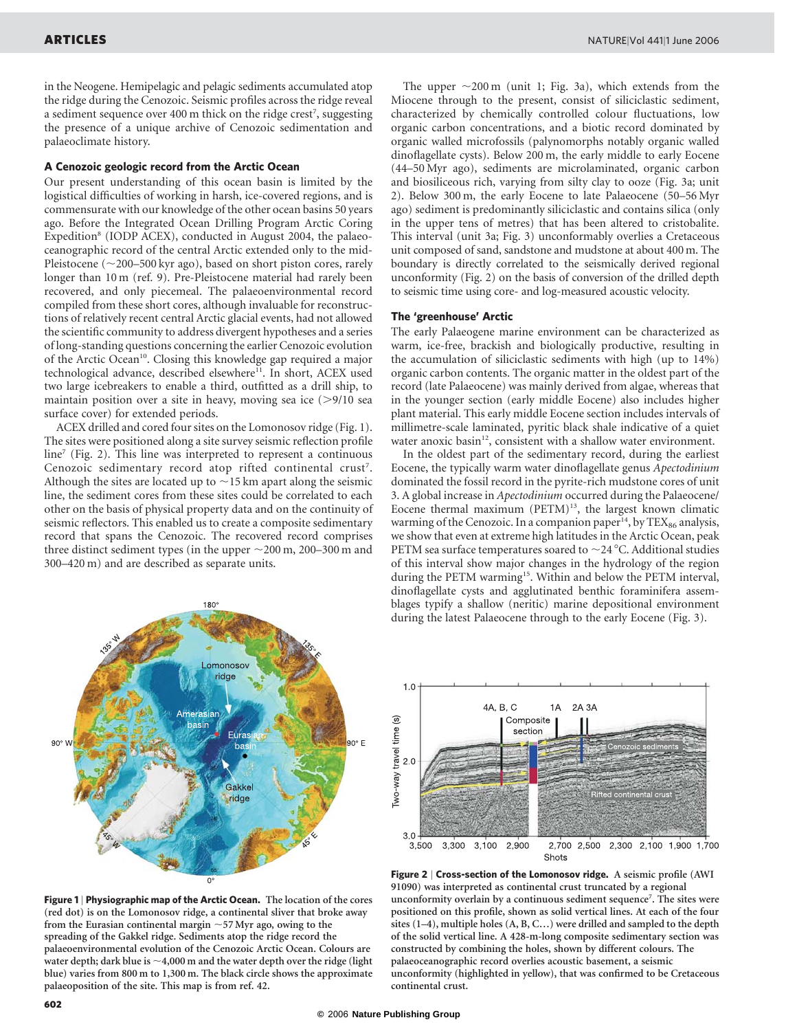in the Neogene. Hemipelagic and pelagic sediments accumulated atop the ridge during the Cenozoic. Seismic profiles across the ridge reveal a sediment sequence over 400 m thick on the ridge crest[7], suggesting the presence of a unique archive of Cenozoic sedimentation and palaeoclimate history.

## A Cenozoic geologic record from the Arctic Ocean

Our present understanding of this ocean basin is limited by the logistical difficulties of working in harsh, ice-covered regions, and is commensurate with our knowledge of the other ocean basins 50 years ago. Before the Integrated Ocean Drilling Program Arctic Coring Expedition[8] (IODP ACEX), conducted in August 2004, the palaeoceanographic record of the central Arctic extended only to the mid-Pleistocene (~200–500 kyr ago), based on short piston cores, rarely longer than 10 m (ref. 9). Pre-Pleistocene material had rarely been recovered, and only piecemeal. The palaeoenvironmental record compiled from these short cores, although invaluable for reconstructions of relatively recent central Arctic glacial events, had not allowed the scientific community to address divergent hypotheses and a series of long-standing questions concerning the earlier Cenozoic evolution of the Arctic Ocean[10]. Closing this knowledge gap required a major technological advance, described elsewhere[11]. In short, ACEX used two large icebreakers to enable a third, outfitted as a drill ship, to maintain position over a site in heavy, moving sea ice (>9/10 sea surface cover) for extended periods.

ACEX drilled and cored four sites on the Lomonosov ridge (Fig. 1). The sites were positioned along a site survey seismic reflection profile line[7] (Fig. 2). This line was interpreted to represent a continuous Cenozoic sedimentary record atop rifted continental crust[7]. Although the sites are located up to ~15 km apart along the seismic line, the sediment cores from these sites could be correlated to each other on the basis of physical property data and on the continuity of seismic reflectors. This enabled us to create a composite sedimentary record that spans the Cenozoic. The recovered record comprises three distinct sediment types (in the upper ~200 m, 200–300 m and 300–420 m) and are described as separate units.

**Figure 1 | Physiographic map of the Arctic Ocean.** The location of the cores (red dot) is on the Lomonosov ridge, a continental sliver that broke away from the Eurasian continental margin ~57 Myr ago, owing to the spreading of the Gakkel ridge. Sediments atop the ridge record the palaeoenvironmental evolution of the Cenozoic Arctic Ocean. Colours are water depth; dark blue is ~4,000 m and the water depth over the ridge (light blue) varies from 800 m to 1,300 m. The black circle shows the approximate palaeoposition of the site. This map is from ref. 42.

The upper ~200 m (unit 1; Fig. 3a), which extends from the Miocene through to the present, consist of siliciclastic sediment, characterized by chemically controlled colour fluctuations, low organic carbon concentrations, and a biotic record dominated by organic walled microfossils (palynomorphs notably organic walled dinoflagellate cysts). Below 200 m, the early middle to early Eocene (44–50 Myr ago), sediments are microlaminated, organic carbon and biosiliceous rich, varying from silty clay to ooze (Fig. 3a; unit 2). Below 300 m, the early Eocene to late Palaeocene (50–56 Myr ago) sediment is predominantly siliciclastic and contains silica (only in the upper tens of metres) that has been altered to cristobalite. This interval (unit 3a; Fig. 3) unconformably overlies a Cretaceous unit composed of sand, sandstone and mudstone at about 400 m. The boundary is directly correlated to the seismically derived regional unconformity (Fig. 2) on the basis of conversion of the drilled depth to seismic time using core- and log-measured acoustic velocity.

## The 'greenhouse' Arctic

The early Palaeogene marine environment can be characterized as warm, ice-free, brackish and biologically productive, resulting in the accumulation of siliciclastic sediments with high (up to 14%) organic carbon contents. The organic matter in the oldest part of the record (late Palaeocene) was mainly derived from algae, whereas that in the younger section (early middle Eocene) also includes higher plant material. This early middle Eocene section includes intervals of millimetre-scale laminated, pyritic black shale indicative of a quiet water anoxic basin[12], consistent with a shallow water environment.

In the oldest part of the sedimentary record, during the earliest Eocene, the typically warm water dinoflagellate genus *Apectodinium* dominated the fossil record in the pyrite-rich mudstone cores of unit 3. A global increase in *Apectodinium* occurred during the Palaeocene/Eocene thermal maximum (PETM)[13], the largest known climatic warming of the Cenozoic. In a companion paper[14], by $TEX_{86}$ analysis, we show that even at extreme high latitudes in the Arctic Ocean, peak PETM sea surface temperatures soared to ~24 °C. Additional studies of this interval show major changes in the hydrology of the region during the PETM warming[15]. Within and below the PETM interval, dinoflagellate cysts and agglutinated benthic foraminifera assemblages typify a shallow (neritic) marine depositional environment during the latest Palaeocene through to the early Eocene (Fig. 3).

**Figure 2 | Cross-section of the Lomonosov ridge.** A seismic profile (AWI 91090) was interpreted as continental crust truncated by a regional unconformity overlain by a continuous sediment sequence[7]. The sites were positioned on this profile, shown as solid vertical lines. At each of the four sites (1–4), multiple holes (A, B, C…) were drilled and sampled to the depth of the solid vertical line. A 428-m-long composite sedimentary section was constructed by combining the holes, shown by different colours. The palaeoceanographic record overlies acoustic basement, a seismic unconformity (highlighted in yellow), that was confirmed to be Cretaceous continental crust.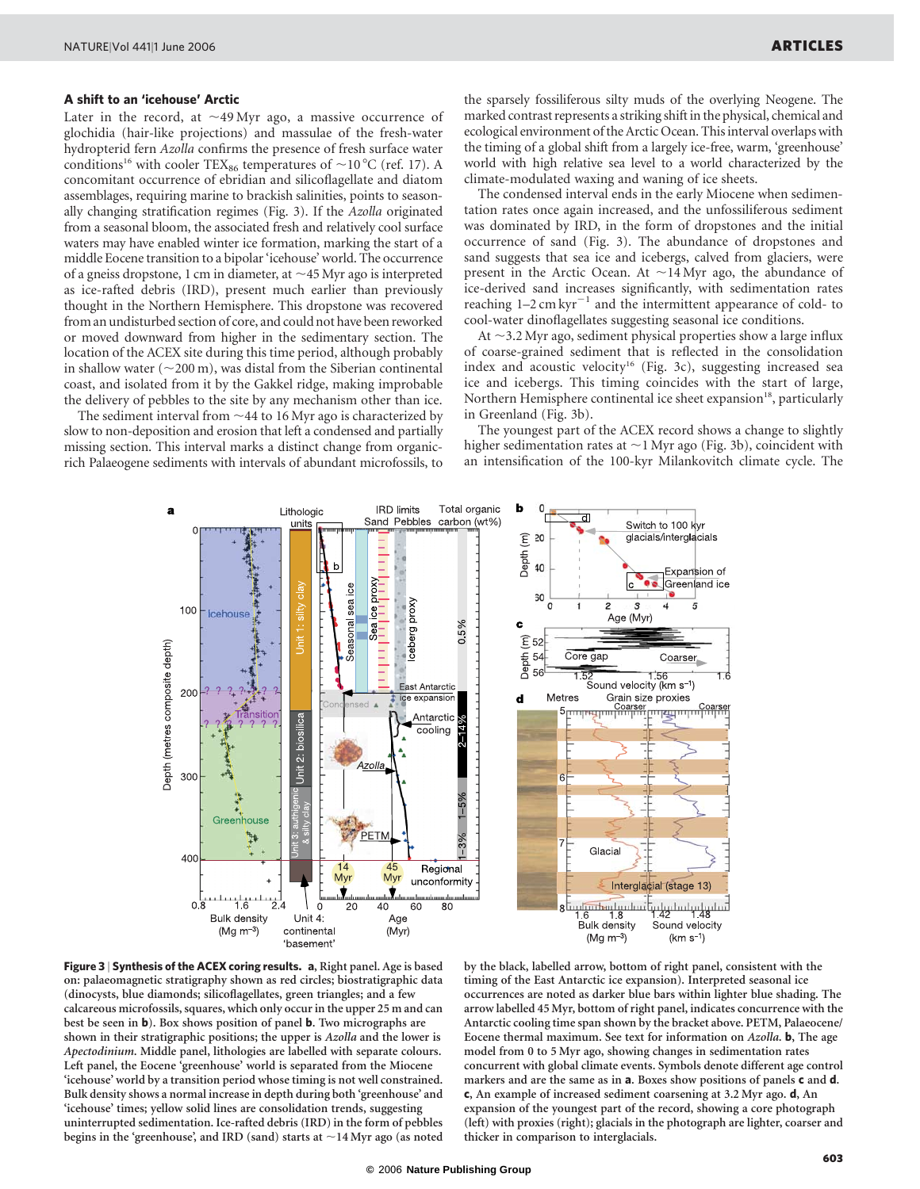### A shift to an 'icehouse' Arctic

Later in the record, at ~49 Myr ago, a massive occurrence of glochidia (hair-like projections) and massulae of the fresh-water hydropterid fern *Azolla* confirms the presence of fresh surface water conditions[16] with cooler $TEX_{86}$ temperatures of ~10 °C (ref. 17). A concomitant occurrence of ebridian and silicoflagellate and diatom assemblages, requiring marine to brackish salinities, points to seasonally changing stratification regimes (Fig. 3). If the *Azolla* originated from a seasonal bloom, the associated fresh and relatively cool surface waters may have enabled winter ice formation, marking the start of a middle Eocene transition to a bipolar 'icehouse' world. The occurrence of a gneiss dropstone, 1 cm in diameter, at ~45 Myr ago is interpreted as ice-rafted debris (IRD), present much earlier than previously thought in the Northern Hemisphere. This dropstone was recovered from an undisturbed section of core, and could not have been reworked or moved downward from higher in the sedimentary section. The location of the ACEX site during this time period, although probably in shallow water (~200 m), was distal from the Siberian continental coast, and isolated from it by the Gakkel ridge, making improbable the delivery of pebbles to the site by any mechanism other than ice.

The sediment interval from ~44 to 16 Myr ago is characterized by slow to non-deposition and erosion that left a condensed and partially missing section. This interval marks a distinct change from organic-rich Palaeogene sediments with intervals of abundant microfossils, to the sparsely fossiliferous silty muds of the overlying Neogene. The marked contrast represents a striking shift in the physical, chemical and ecological environment of the Arctic Ocean. This interval overlaps with the timing of a global shift from a largely ice-free, warm, 'greenhouse' world with high relative sea level to a world characterized by the climate-modulated waxing and waning of ice sheets.

The condensed interval ends in the early Miocene when sedimentation rates once again increased, and the unfossiliferous sediment was dominated by IRD, in the form of dropstones and the initial occurrence of sand (Fig. 3). The abundance of dropstones and sand suggests that sea ice and icebergs, calved from glaciers, were present in the Arctic Ocean. At ~14 Myr ago, the abundance of ice-derived sand increases significantly, with sedimentation rates reaching 1–2 cm $kyr^{-1}$ and the intermittent appearance of cold- to cool-water dinoflagellates suggesting seasonal ice conditions.

At ~3.2 Myr ago, sediment physical properties show a large influx of coarse-grained sediment that is reflected in the consolidation index and acoustic velocity[16] (Fig. 3c), suggesting increased sea ice and icebergs. This timing coincides with the start of large, Northern Hemisphere continental ice sheet expansion[18], particularly in Greenland (Fig. 3b).

The youngest part of the ACEX record shows a change to slightly higher sedimentation rates at ~1 Myr ago (Fig. 3b), coincident with an intensification of the 100-kyr Milankovitch climate cycle. The

**Figure 3 | Synthesis of the ACEX coring results. a**, Right panel. Age is based on: palaeomagnetic stratigraphy shown as red circles; biostratigraphic data (dinocysts, blue diamonds; silicoflagellates, green triangles; and a few calcareous microfossils, squares, which only occur in the upper 25 m and can best be seen in **b**). Box shows position of panel **b**. Two micrographs are shown in their stratigraphic positions; the upper is *Azolla* and the lower is *Apectodinium*. Middle panel, lithologies are labelled with separate colours. Left panel, the Eocene 'greenhouse' world is separated from the Miocene 'icehouse' world by a transition period whose timing is not well constrained. Bulk density shows a normal increase in depth during both 'greenhouse' and 'icehouse' times; yellow solid lines are consolidation trends, suggesting uninterrupted sedimentation. Ice-rafted debris (IRD) in the form of pebbles begins in the 'greenhouse', and IRD (sand) starts at ~14 Myr ago (as noted by the black, labelled arrow, bottom of right panel, consistent with the timing of the East Antarctic ice expansion). Interpreted seasonal ice occurrences are noted as darker blue bars within lighter blue shading. The arrow labelled 45 Myr, bottom of right panel, indicates concurrence with the Antarctic cooling time span shown by the bracket above. PETM, Palaeocene/Eocene thermal maximum. See text for information on *Azolla*. **b**, The age model from 0 to 5 Myr ago, showing changes in sedimentation rates concurrent with global climate events. Symbols denote different age control markers and are the same as in **a**. Boxes show positions of panels **c** and **d**. **c**, An example of increased sediment coarsening at 3.2 Myr ago. **d**, An expansion of the youngest part of the record, showing a core photograph (left) with proxies (right); glacials in the photograph are lighter, coarser and thicker in comparison to interglacials.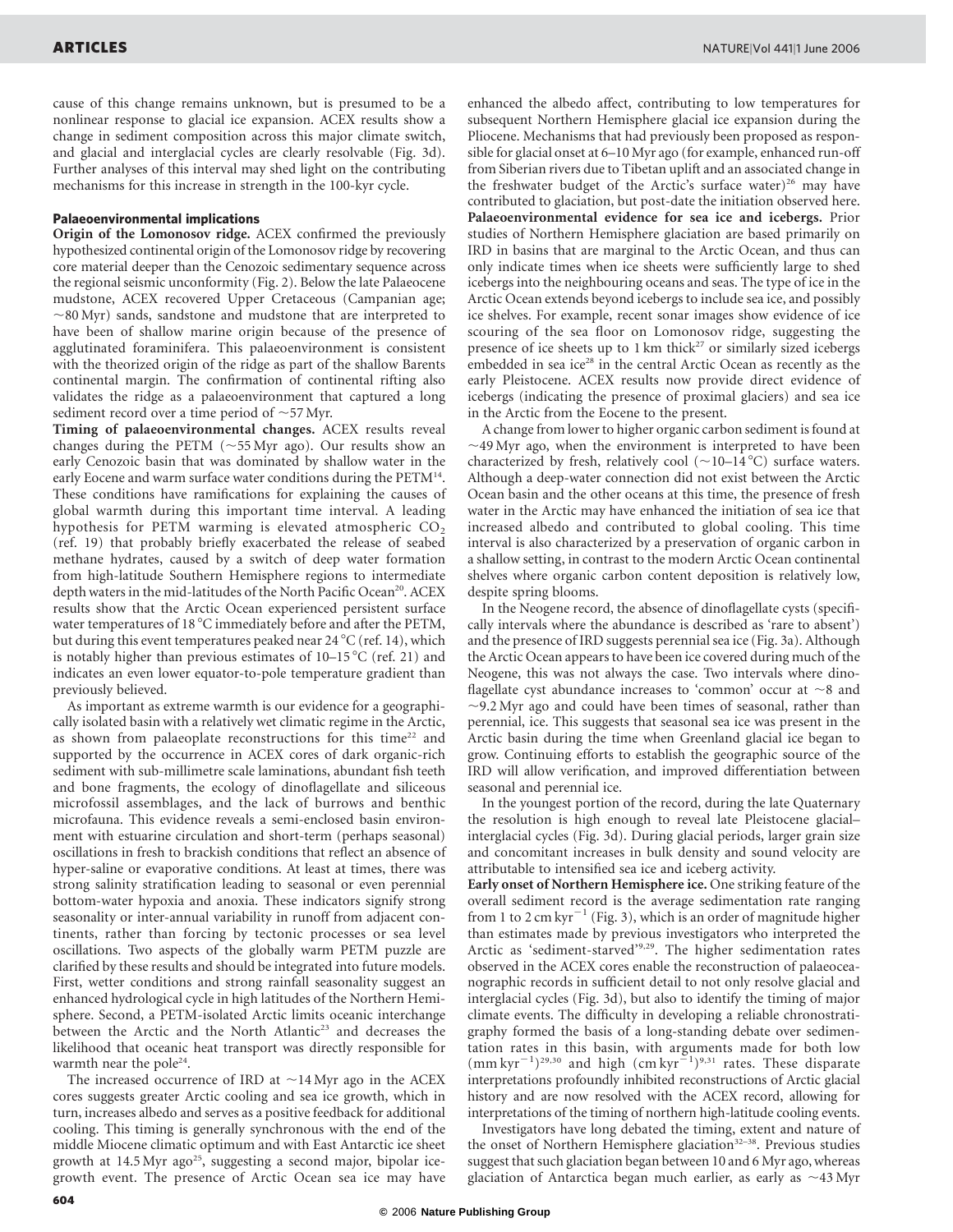cause of this change remains unknown, but is presumed to be a nonlinear response to glacial ice expansion. ACEX results show a change in sediment composition across this major climate switch, and glacial and interglacial cycles are clearly resolvable (Fig. 3d). Further analyses of this interval may shed light on the contributing mechanisms for this increase in strength in the 100-kyr cycle.

## Palaeoenvironmental implications

**Origin of the Lomonosov ridge.** ACEX confirmed the previously hypothesized continental origin of the Lomonosov ridge by recovering core material deeper than the Cenozoic sedimentary sequence across the regional seismic unconformity (Fig. 2). Below the late Palaeocene mudstone, ACEX recovered Upper Cretaceous (Campanian age; ~80 Myr) sands, sandstone and mudstone that are interpreted to have been of shallow marine origin because of the presence of agglutinated foraminifera. This palaeoenvironment is consistent with the theorized origin of the ridge as part of the shallow Barents continental margin. The confirmation of continental rifting also validates the ridge as a palaeoenvironment that captured a long sediment record over a time period of ~57 Myr.

**Timing of palaeoenvironmental changes.** ACEX results reveal changes during the PETM (~55 Myr ago). Our results show an early Cenozoic basin that was dominated by shallow water in the early Eocene and warm surface water conditions during the PETM[14]. These conditions have ramifications for explaining the causes of global warmth during this important time interval. A leading hypothesis for PETM warming is elevated atmospheric $CO_2$ (ref. 19) that probably briefly exacerbated the release of seabed methane hydrates, caused by a switch of deep water formation from high-latitude Southern Hemisphere regions to intermediate depth waters in the mid-latitudes of the North Pacific Ocean[20]. ACEX results show that the Arctic Ocean experienced persistent surface water temperatures of 18 °C immediately before and after the PETM, but during this event temperatures peaked near 24 °C (ref. 14), which is notably higher than previous estimates of 10–15 °C (ref. 21) and indicates an even lower equator-to-pole temperature gradient than previously believed.

As important as extreme warmth is our evidence for a geographically isolated basin with a relatively wet climatic regime in the Arctic, as shown from palaeoplate reconstructions for this time[22] and supported by the occurrence in ACEX cores of dark organic-rich sediment with sub-millimetre scale laminations, abundant fish teeth and bone fragments, the ecology of dinoflagellate and siliceous microfossil assemblages, and the lack of burrows and benthic microfauna. This evidence reveals a semi-enclosed basin environment with estuarine circulation and short-term (perhaps seasonal) oscillations in fresh to brackish conditions that reflect an absence of hyper-saline or evaporative conditions. At least at times, there was strong salinity stratification leading to seasonal or even perennial bottom-water hypoxia and anoxia. These indicators signify strong seasonality or inter-annual variability in runoff from adjacent continents, rather than forcing by tectonic processes or sea level oscillations. Two aspects of the globally warm PETM puzzle are clarified by these results and should be integrated into future models. First, wetter conditions and strong rainfall seasonality suggest an enhanced hydrological cycle in high latitudes of the Northern Hemisphere. Second, a PETM-isolated Arctic limits oceanic interchange between the Arctic and the North Atlantic[23] and decreases the likelihood that oceanic heat transport was directly responsible for warmth near the pole[24].

The increased occurrence of IRD at ~14 Myr ago in the ACEX cores suggests greater Arctic cooling and sea ice growth, which in turn, increases albedo and serves as a positive feedback for additional cooling. This timing is generally synchronous with the end of the middle Miocene climatic optimum and with East Antarctic ice sheet growth at 14.5 Myr ago[25], suggesting a second major, bipolar ice-growth event. The presence of Arctic Ocean sea ice may have enhanced the albedo affect, contributing to low temperatures for subsequent Northern Hemisphere glacial ice expansion during the Pliocene. Mechanisms that had previously been proposed as responsible for glacial onset at 6–10 Myr ago (for example, enhanced run-off from Siberian rivers due to Tibetan uplift and an associated change in the freshwater budget of the Arctic's surface water)[26] may have contributed to glaciation, but post-date the initiation observed here.

**Palaeoenvironmental evidence for sea ice and icebergs.** Prior studies of Northern Hemisphere glaciation are based primarily on IRD in basins that are marginal to the Arctic Ocean, and thus can only indicate times when ice sheets were sufficiently large to shed icebergs into the neighbouring oceans and seas. The type of ice in the Arctic Ocean extends beyond icebergs to include sea ice, and possibly ice shelves. For example, recent sonar images show evidence of ice scouring of the sea floor on Lomonosov ridge, suggesting the presence of ice sheets up to 1 km thick[27] or similarly sized icebergs embedded in sea ice[28] in the central Arctic Ocean as recently as the early Pleistocene. ACEX results now provide direct evidence of icebergs (indicating the presence of proximal glaciers) and sea ice in the Arctic from the Eocene to the present.

A change from lower to higher organic carbon sediment is found at ~49 Myr ago, when the environment is interpreted to have been characterized by fresh, relatively cool (~10–14 °C) surface waters. Although a deep-water connection did not exist between the Arctic Ocean basin and the other oceans at this time, the presence of fresh water in the Arctic may have enhanced the initiation of sea ice that increased albedo and contributed to global cooling. This time interval is also characterized by a preservation of organic carbon in a shallow setting, in contrast to the modern Arctic Ocean continental shelves where organic carbon content deposition is relatively low, despite spring blooms.

In the Neogene record, the absence of dinoflagellate cysts (specifically intervals where the abundance is described as 'rare to absent') and the presence of IRD suggests perennial sea ice (Fig. 3a). Although the Arctic Ocean appears to have been ice covered during much of the Neogene, this was not always the case. Two intervals where dinoflagellate cyst abundance increases to 'common' occur at ~8 and ~9.2 Myr ago and could have been times of seasonal, rather than perennial, ice. This suggests that seasonal sea ice was present in the Arctic basin during the time when Greenland glacial ice began to grow. Continuing efforts to establish the geographic source of the IRD will allow verification, and improved differentiation between seasonal and perennial ice.

In the youngest portion of the record, during the late Quaternary the resolution is high enough to reveal late Pleistocene glacial–interglacial cycles (Fig. 3d). During glacial periods, larger grain size and concomitant increases in bulk density and sound velocity are attributable to intensified sea ice and iceberg activity.

**Early onset of Northern Hemisphere ice.** One striking feature of the overall sediment record is the average sedimentation rate ranging from 1 to 2 cm $kyr^{-1}$ (Fig. 3), which is an order of magnitude higher than estimates made by previous investigators who interpreted the Arctic as 'sediment-starved'[9,29]. The higher sedimentation rates observed in the ACEX cores enable the reconstruction of palaeoceanographic records in sufficient detail to not only resolve glacial and interglacial cycles (Fig. 3d), but also to identify the timing of major climate events. The difficulty in developing a reliable chronostratigraphy formed the basis of a long-standing debate over sedimentation rates in this basin, with arguments made for both low (mm $kyr^{-1}$)[29,30] and high (cm $kyr^{-1}$)[9,31] rates. These disparate interpretations profoundly inhibited reconstructions of Arctic glacial history and are now resolved with the ACEX record, allowing for interpretations of the timing of northern high-latitude cooling events.

Investigators have long debated the timing, extent and nature of the onset of Northern Hemisphere glaciation[32–38]. Previous studies suggest that such glaciation began between 10 and 6 Myr ago, whereas glaciation of Antarctica began much earlier, as early as ~43 Myr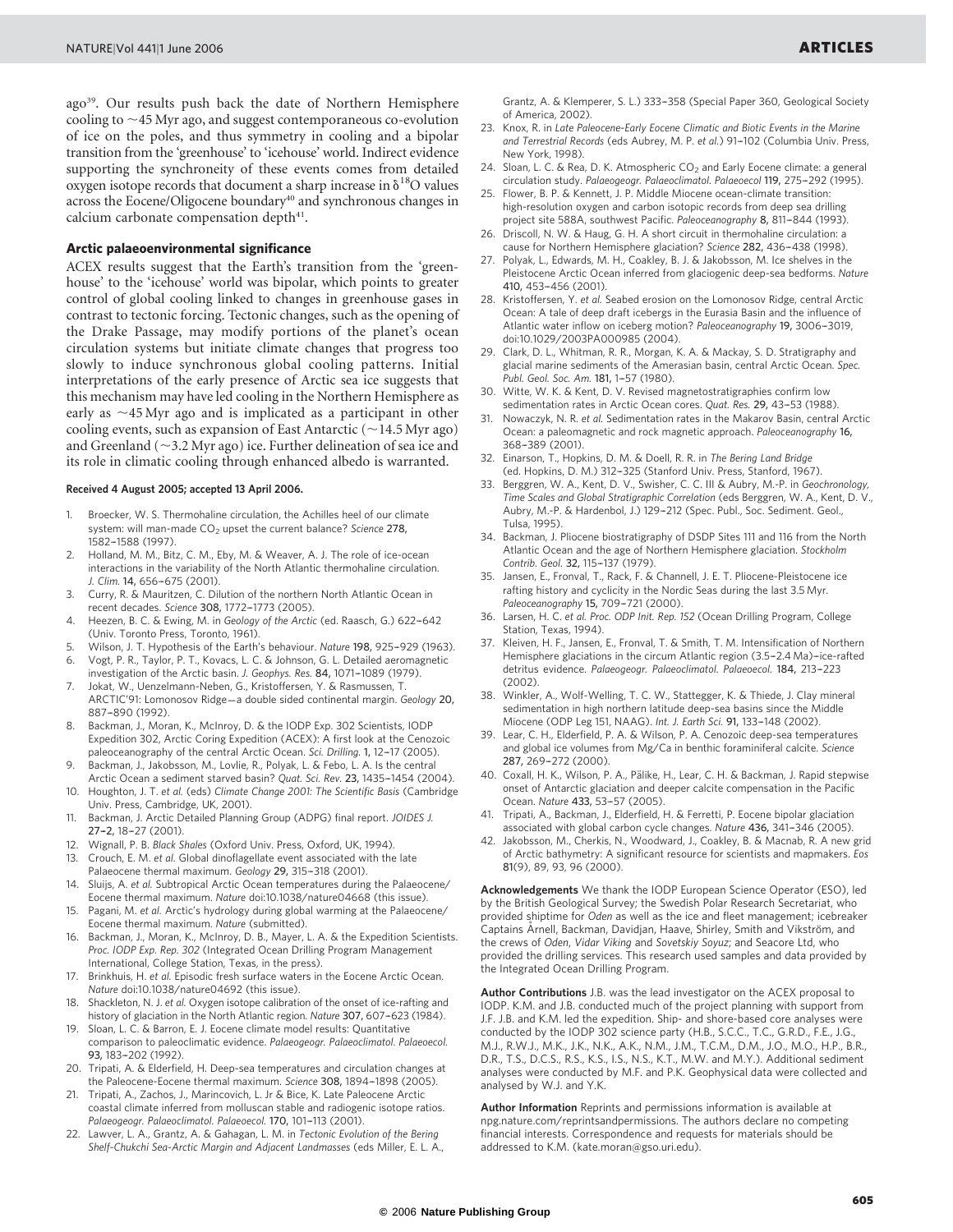ago[39]. Our results push back the date of Northern Hemisphere cooling to ~45 Myr ago, and suggest contemporaneous co-evolution of ice on the poles, and thus symmetry in cooling and a bipolar transition from the 'greenhouse' to 'icehouse' world. Indirect evidence supporting the synchroneity of these events comes from detailed oxygen isotope records that document a sharp increase in $\delta^{18}O$ values across the Eocene/Oligocene boundary[40] and synchronous changes in calcium carbonate compensation depth[41].

### Arctic palaeoenvironmental significance

ACEX results suggest that the Earth's transition from the 'greenhouse' to the 'icehouse' world was bipolar, which points to greater control of global cooling linked to changes in greenhouse gases in contrast to tectonic forcing. Tectonic changes, such as the opening of the Drake Passage, may modify portions of the planet's ocean circulation systems but initiate climate changes that progress too slowly to induce synchronous global cooling patterns. Initial interpretations of the early presence of Arctic sea ice suggests that this mechanism may have led cooling in the Northern Hemisphere as early as ~45 Myr ago and is implicated as a participant in other cooling events, such as expansion of East Antarctic (~14.5 Myr ago) and Greenland (~3.2 Myr ago) ice. Further delineation of sea ice and its role in climatic cooling through enhanced albedo is warranted.

**Received 4 August 2005; accepted 13 April 2006.**

1. Broecker, W. S. Thermohaline circulation, the Achilles heel of our climate system: will man-made $CO_2$ upset the current balance? *Science* **278**, 1582–1588 (1997).
2. Holland, M. M., Bitz, C. M., Eby, M. & Weaver, A. J. The role of ice-ocean interactions in the variability of the North Atlantic thermohaline circulation. *J. Clim.* **14**, 656–675 (2001).
3. Curry, R. & Mauritzen, C. Dilution of the northern North Atlantic Ocean in recent decades. *Science* **308**, 1772–1773 (2005).
4. Heezen, B. C. & Ewing, M. in *Geology of the Arctic* (ed. Raasch, G.) 622–642 (Univ. Toronto Press, Toronto, 1961).
5. Wilson, J. T. Hypothesis of the Earth's behaviour. *Nature* **198**, 925–929 (1963).
6. Vogt, P. R., Taylor, P. T., Kovacs, L. C. & Johnson, G. L. Detailed aeromagnetic investigation of the Arctic basin. *J. Geophys. Res.* **84**, 1071–1089 (1979).
7. Jokat, W., Uenzelmann-Neben, G., Kristoffersen, Y. & Rasmussen, T. ARCTIC'91: Lomonosov Ridge—a double sided continental margin. *Geology* **20**, 887–890 (1992).
8. Backman, J., Moran, K., McInroy, D. & the IODP Exp. 302 Scientists, IODP Expedition 302, Arctic Coring Expedition (ACEX): A first look at the Cenozoic paleoceanography of the central Arctic Ocean. *Sci. Drilling.* **1**, 12–17 (2005).
9. Backman, J., Jakobsson, M., Lovlie, R., Polyak, L. & Febo, L. A. Is the central Arctic Ocean a sediment starved basin? *Quat. Sci. Rev.* **23**, 1435–1454 (2004).
10. Houghton, J. T. *et al.* (eds) *Climate Change 2001: The Scientific Basis* (Cambridge Univ. Press, Cambridge, UK, 2001).
11. Backman, J. Arctic Detailed Planning Group (ADPG) final report. *JOIDES J.* **27–2**, 18–27 (2001).
12. Wignall, P. B. *Black Shales* (Oxford Univ. Press, Oxford, UK, 1994).
13. Crouch, E. M. *et al.* Global dinoflagellate event associated with the late Palaeocene thermal maximum. *Geology* **29**, 315–318 (2001).
14. Sluijs, A. *et al.* Subtropical Arctic Ocean temperatures during the Palaeocene/Eocene thermal maximum. *Nature* doi:10.1038/nature04668 (this issue).
15. Pagani, M. *et al.* Arctic's hydrology during global warming at the Palaeocene/Eocene thermal maximum. *Nature* (submitted).
16. Backman, J., Moran, K., McInroy, D. B., Mayer, L. A. & the Expedition Scientists. *Proc. IODP Exp. Rep. 302* (Integrated Ocean Drilling Program Management International, College Station, Texas, in the press).
17. Brinkhuis, H. *et al.* Episodic fresh surface waters in the Eocene Arctic Ocean. *Nature* doi:10.1038/nature04692 (this issue).
18. Shackleton, N. J. *et al.* Oxygen isotope calibration of the onset of ice-rafting and history of glaciation in the North Atlantic region. *Nature* **307**, 607–623 (1984).
19. Sloan, L. C. & Barron, E. J. Eocene climate model results: Quantitative comparison to paleoclimatic evidence. *Palaeogeogr. Palaeoclimatol. Palaeoecol.* **93**, 183–202 (1992).
20. Tripati, A. & Elderfield, H. Deep-sea temperatures and circulation changes at the Paleocene-Eocene thermal maximum. *Science* **308**, 1894–1898 (2005).
21. Tripati, A., Zachos, J., Marincovich, L. Jr & Bice, K. Late Paleocene Arctic coastal climate inferred from molluscan stable and radiogenic isotope ratios. *Palaeogeogr. Palaeoclimatol. Palaeoecol.* **170**, 101–113 (2001).
22. Lawver, L. A., Grantz, A. & Gahagan, L. M. in *Tectonic Evolution of the Bering Shelf-Chukchi Sea-Arctic Margin and Adjacent Landmasses* (eds Miller, E. L. A., Grantz, A. & Klemperer, S. L.) 333–358 (Special Paper 360, Geological Society of America, 2002).
23. Knox, R. in *Late Paleocene-Early Eocene Climatic and Biotic Events in the Marine and Terrestrial Records* (eds Aubrey, M. P. *et al.*) 91–102 (Columbia Univ. Press, New York, 1998).
24. Sloan, L. C. & Rea, D. K. Atmospheric $CO_2$ and Early Eocene climate: a general circulation study. *Palaeogeogr. Palaeoclimatol. Palaeoecol* **119**, 275–292 (1995).
25. Flower, B. P. & Kennett, J. P. Middle Miocene ocean-climate transition: high-resolution oxygen and carbon isotopic records from deep sea drilling project site 588A, southwest Pacific. *Paleoceanography* **8**, 811–844 (1993).
26. Driscoll, N. W. & Haug, G. H. A short circuit in thermohaline circulation: a cause for Northern Hemisphere glaciation? *Science* **282**, 436–438 (1998).
27. Polyak, L., Edwards, M. H., Coakley, B. J. & Jakobsson, M. Ice shelves in the Pleistocene Arctic Ocean inferred from glaciogenic deep-sea bedforms. *Nature* **410**, 453–456 (2001).
28. Kristoffersen, Y. *et al.* Seabed erosion on the Lomonosov Ridge, central Arctic Ocean: A tale of deep draft icebergs in the Eurasia Basin and the influence of Atlantic water inflow on iceberg motion? *Paleoceanography* **19**, 3006–3019, doi:10.1029/2003PA000985 (2004).
29. Clark, D. L., Whitman, R. R., Morgan, K. A. & Mackay, S. D. Stratigraphy and glacial marine sediments of the Amerasian basin, central Arctic Ocean. *Spec. Publ. Geol. Soc. Am.* **181**, 1–57 (1980).
30. Witte, W. K. & Kent, D. V. Revised magnetostratigraphies confirm low sedimentation rates in Arctic Ocean cores. *Quat. Res.* **29**, 43–53 (1988).
31. Nowaczyk, N. R. *et al.* Sedimentation rates in the Makarov Basin, central Arctic Ocean: a paleomagnetic and rock magnetic approach. *Paleoceanography* **16**, 368–389 (2001).
32. Einarson, T., Hopkins, D. M. & Doell, R. R. in *The Bering Land Bridge* (ed. Hopkins, D. M.) 312–325 (Stanford Univ. Press, Stanford, 1967).
33. Berggren, W. A., Kent, D. V., Swisher, C. C. III & Aubry, M.-P. in *Geochronology, Time Scales and Global Stratigraphic Correlation* (eds Berggren, W. A., Kent, D. V., Aubry, M.-P. & Hardenbol, J.) 129–212 (Spec. Publ., Soc. Sediment. Geol., Tulsa, 1995).
34. Backman, J. Pliocene biostratigraphy of DSDP Sites 111 and 116 from the North Atlantic Ocean and the age of Northern Hemisphere glaciation. *Stockholm Contrib. Geol.* **32**, 115–137 (1979).
35. Jansen, E., Fronval, T., Rack, F. & Channell, J. E. T. Pliocene-Pleistocene ice rafting history and cyclicity in the Nordic Seas during the last 3.5 Myr. *Paleoceanography* **15**, 709–721 (2000).
36. Larsen, H. C. *et al. Proc. ODP Init. Rep. 152* (Ocean Drilling Program, College Station, Texas, 1994).
37. Kleiven, H. F., Jansen, E., Fronval, T. & Smith, T. M. Intensification of Northern Hemisphere glaciations in the circum Atlantic region (3.5–2.4 Ma)–ice-rafted detritus evidence. *Palaeogeogr. Palaeoclimatol. Palaeoecol.* **184**, 213–223 (2002).
38. Winkler, A., Wolf-Welling, T. C. W., Stattegger, K. & Thiede, J. Clay mineral sedimentation in high northern latitude deep-sea basins since the Middle Miocene (ODP Leg 151, NAAG). *Int. J. Earth Sci.* **91**, 133–148 (2002).
39. Lear, C. H., Elderfield, P. A. & Wilson, P. A. Cenozoic deep-sea temperatures and global ice volumes from Mg/Ca in benthic foraminiferal calcite. *Science* **287**, 269–272 (2000).
40. Coxall, H. K., Wilson, P. A., Pälike, H., Lear, C. H. & Backman, J. Rapid stepwise onset of Antarctic glaciation and deeper calcite compensation in the Pacific Ocean. *Nature* **433**, 53–57 (2005).
41. Tripati, A., Backman, J., Elderfield, H. & Ferretti, P. Eocene bipolar glaciation associated with global carbon cycle changes. *Nature* **436**, 341–346 (2005).
42. Jakobsson, M., Cherkis, N., Woodward, J., Coakley, B. & Macnab, R. A new grid of Arctic bathymetry: A significant resource for scientists and mapmakers. *Eos* **81**(9), 89, 93, 96 (2000).

**Acknowledgements** We thank the IODP European Science Operator (ESO), led by the British Geological Survey; the Swedish Polar Research Secretariat, who provided shiptime for *Oden* as well as the ice and fleet management; icebreaker Captains Årnell, Backman, Davidjan, Haave, Shirley, Smith and Vikström, and the crews of *Oden*, *Vidar Viking* and *Sovetskiy Soyuz*; and Seacore Ltd, who provided the drilling services. This research used samples and data provided by the Integrated Ocean Drilling Program.

**Author Contributions** J.B. was the lead investigator on the ACEX proposal to IODP. K.M. and J.B. conducted much of the project planning with support from J.F. J.B. and K.M. led the expedition. Ship- and shore-based core analyses were conducted by the IODP 302 science party (H.B., S.C.C., T.C., G.R.D., F.E., J.G., M.J., R.W.J., M.K., J.K., N.K., A.K., N.M., J.M., T.C.M., D.M., J.O., M.O., H.P., B.R., D.R., T.S., D.C.S., R.S., K.S., I.S., N.S., K.T., M.W. and M.Y.). Additional sediment analyses were conducted by M.F. and P.K. Geophysical data were collected and analysed by W.J. and Y.K.

**Author Information** Reprints and permissions information is available at npg.nature.com/reprintsandpermissions. The authors declare no competing financial interests. Correspondence and requests for materials should be addressed to K.M. (kate.moran@gso.uri.edu).